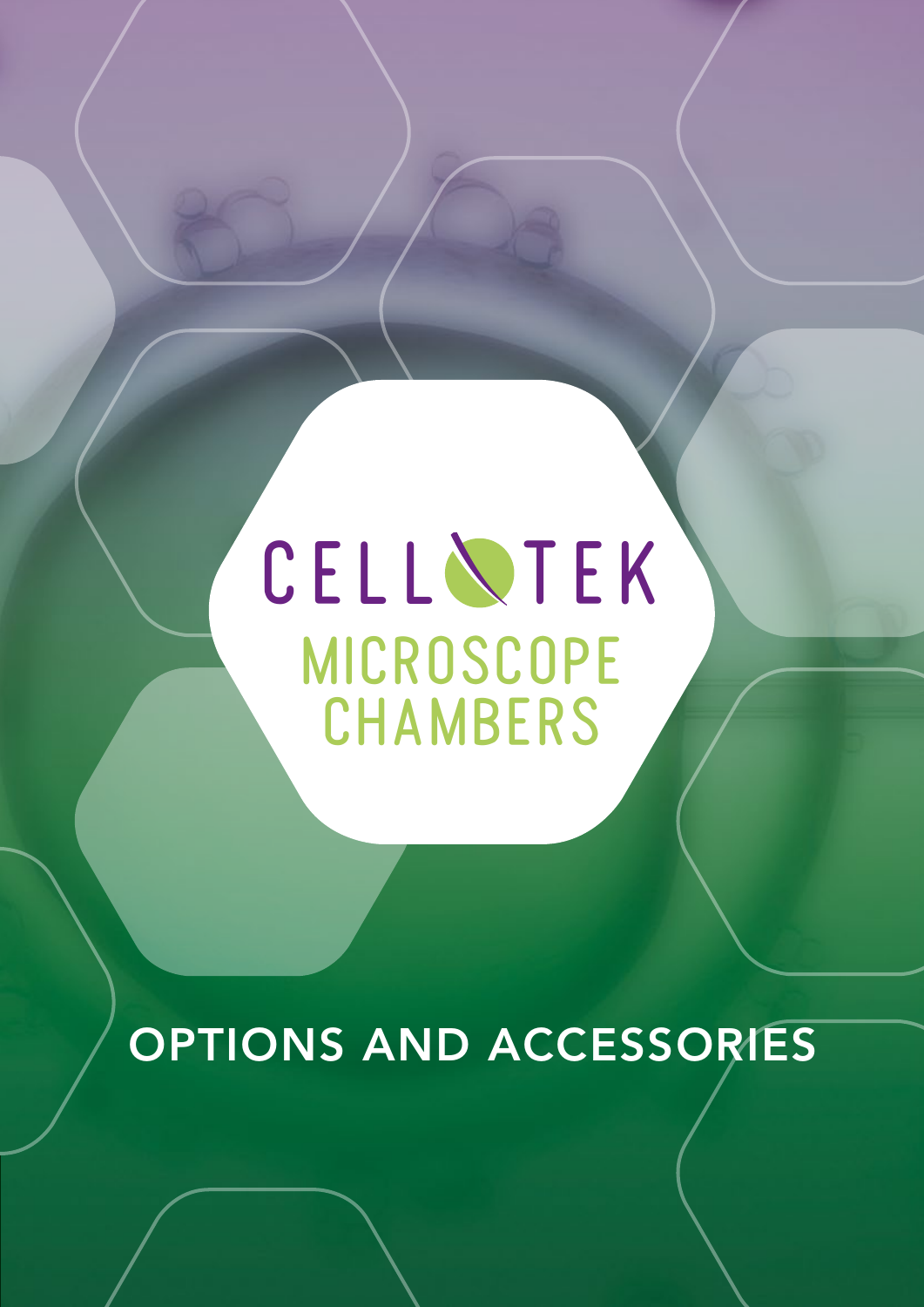# CELLTEK

## MICROSCOPE CHAMBERS

OPTIONS AND ACCESSORIES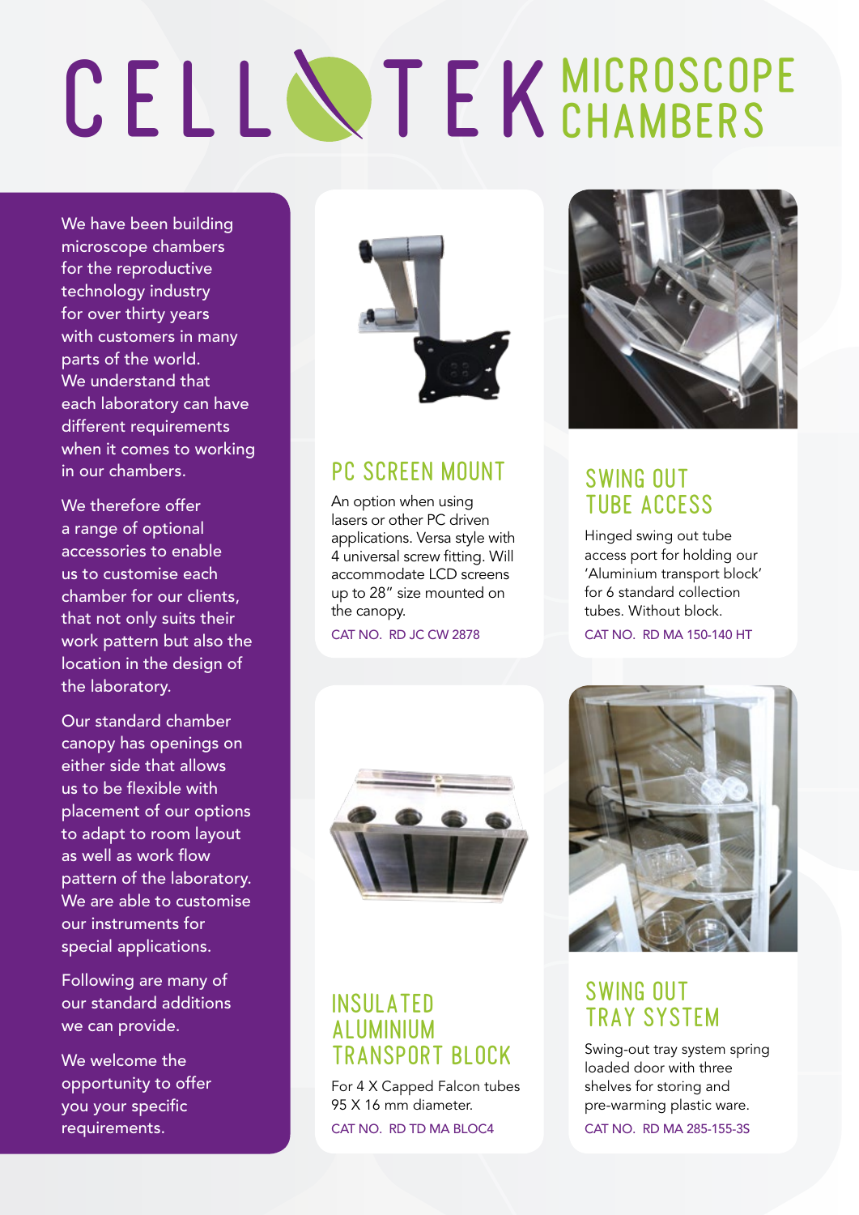# CELLTEK MICROSCOPE CHAMBERS

We have been building microscope chambers for the reproductive technology industry for over thirty years with customers in many parts of the world. We understand that each laboratory can have different requirements when it comes to working in our chambers.

We therefore offer a range of optional accessories to enable us to customise each chamber for our clients, that not only suits their work pattern but also the location in the design of the laboratory.

Our standard chamber canopy has openings on either side that allows us to be flexible with placement of our options to adapt to room layout as well as work flow pattern of the laboratory. We are able to customise our instruments for special applications.

Following are many of our standard additions we can provide.

We welcome the opportunity to offer you your specific requirements.

## PC SCREEN MOUNT

An option when using lasers or other PC driven applications. Versa style with 4 universal screw fitting. Will accommodate LCD screens up to 28" size mounted on the canopy.

CAT NO. RD JC CW 2878

## SWING OUT TUBE ACCESS

Hinged swing out tube access port for holding our 'Aluminium transport block' for 6 standard collection tubes. Without block.

CAT NO. RD MA 150-140 HT

## INSULATED ALUMINIUM TRANSPORT BLOCK

For 4 X Capped Falcon tubes 95 X 16 mm diameter.

CAT NO. RD TD MA BLOC4

## SWING OUT TRAY SYSTEM

Swing-out tray system spring loaded door with three shelves for storing and pre-warming plastic ware.

CAT NO. RD MA 285-155-3S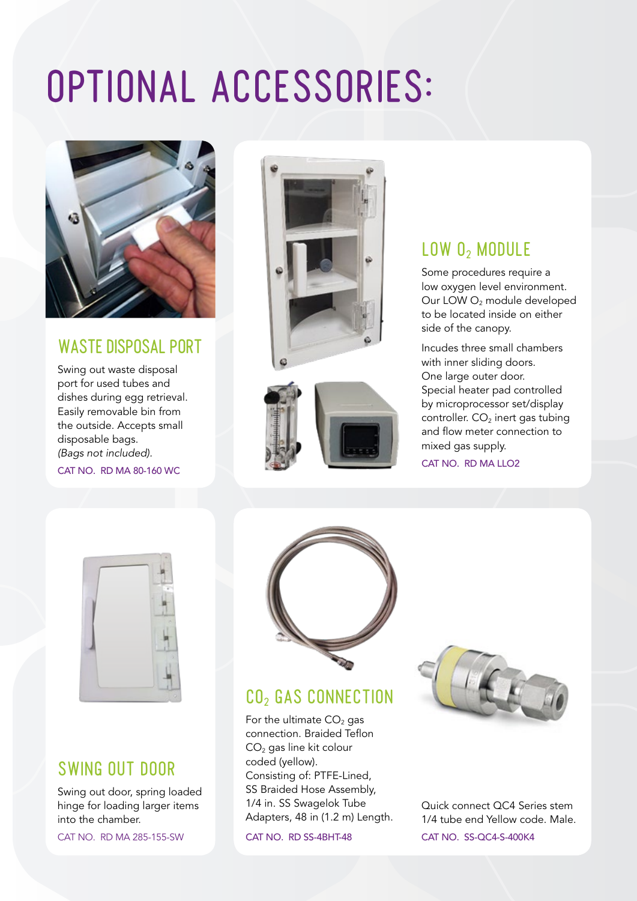# OPTIONAL ACCESSORIES:

## WASTE DISPOSAL PORT

Swing out waste disposal port for used tubes and dishes during egg retrieval. Easily removable bin from the outside. Accepts small disposable bags. *(Bags not included).*

CAT NO. RD MA 80-160 WC

## LOW $O_2$ MODULE

Some procedures require a low oxygen level environment. Our LOW $O_2$ module developed to be located inside on either side of the canopy.

Incudes three small chambers with inner sliding doors. One large outer door. Special heater pad controlled by microprocessor set/display controller. $CO_2$ inert gas tubing and flow meter connection to mixed gas supply.

CAT NO. RD MA LLO2

## SWING OUT DOOR

Swing out door, spring loaded hinge for loading larger items into the chamber.

CAT NO. RD MA 285-155-SW

## $CO_2$ GAS CONNECTION

For the ultimate $CO_2$ gas connection. Braided Teflon $CO_2$ gas line kit colour coded (yellow). Consisting of: PTFE-Lined, SS Braided Hose Assembly, 1/4 in. SS Swagelok Tube Adapters, 48 in (1.2 m) Length.

CAT NO. RD SS-4BHT-48

Quick connect QC4 Series stem 1/4 tube end Yellow code. Male.

CAT NO. SS-QC4-S-400K4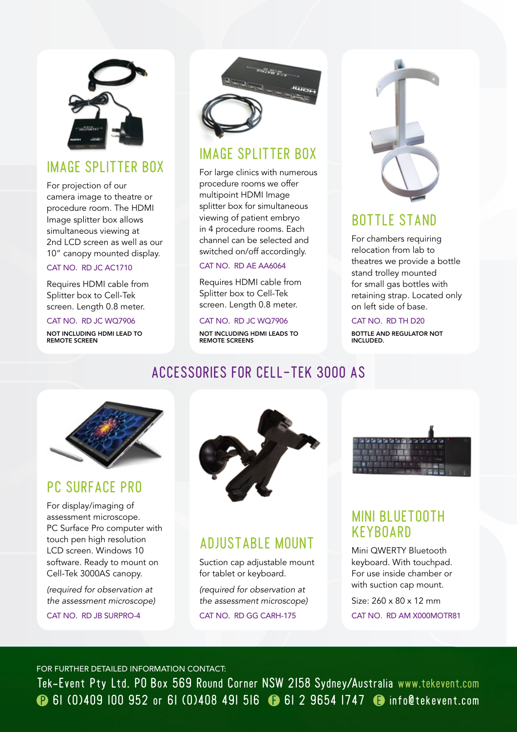## IMAGE SPLITTER BOX

For projection of our camera image to theatre or procedure room. The HDMI Image splitter box allows simultaneous viewing at 2nd LCD screen as well as our 10" canopy mounted display.

CAT NO. RD JC AC1710

Requires HDMI cable from Splitter box to Cell-Tek screen. Length 0.8 meter.

CAT NO. RD JC WQ7906

**NOT INCLUDING HDMI LEAD TO REMOTE SCREEN**

## IMAGE SPLITTER BOX

For large clinics with numerous procedure rooms we offer multipoint HDMI Image splitter box for simultaneous viewing of patient embryo in 4 procedure rooms. Each channel can be selected and switched on/off accordingly.

CAT NO. RD AE AA6064

Requires HDMI cable from Splitter box to Cell-Tek screen. Length 0.8 meter.

CAT NO. RD JC WQ7906

**NOT INCLUDING HDMI LEADS TO REMOTE SCREENS**

## BOTTLE STAND

For chambers requiring relocation from lab to theatres we provide a bottle stand trolley mounted for small gas bottles with retaining strap. Located only on left side of base.

CAT NO. RD TH D20

**BOTTLE AND REGULATOR NOT INCLUDED.**

# ACCESSORIES FOR CELL-TEK 3000 AS

## PC SURFACE PRO

For display/imaging of assessment microscope. PC Surface Pro computer with touch pen high resolution LCD screen. Windows 10 software. Ready to mount on Cell-Tek 3000AS canopy.

*(required for observation at the assessment microscope)*

CAT NO. RD JB SURPRO-4

## ADJUSTABLE MOUNT

Suction cap adjustable mount for tablet or keyboard.

*(required for observation at the assessment microscope)*

CAT NO. RD GG CARH-175

## MINI BLUETOOTH KEYBOARD

Mini QWERTY Bluetooth keyboard. With touchpad. For use inside chamber or with suction cap mount.

Size: 260 x 80 x 12 mm

CAT NO. RD AM X000MOTR81

FOR FURTHER DETAILED INFORMATION CONTACT:

Tek-Event Pty Ltd. PO Box 569 Round Corner NSW 2158 Sydney/Australia www.tekevent.com

P 61 (0)409 100 952 or 61 (0)408 491 516 F 61 2 9654 1747 E info@tekevent.com